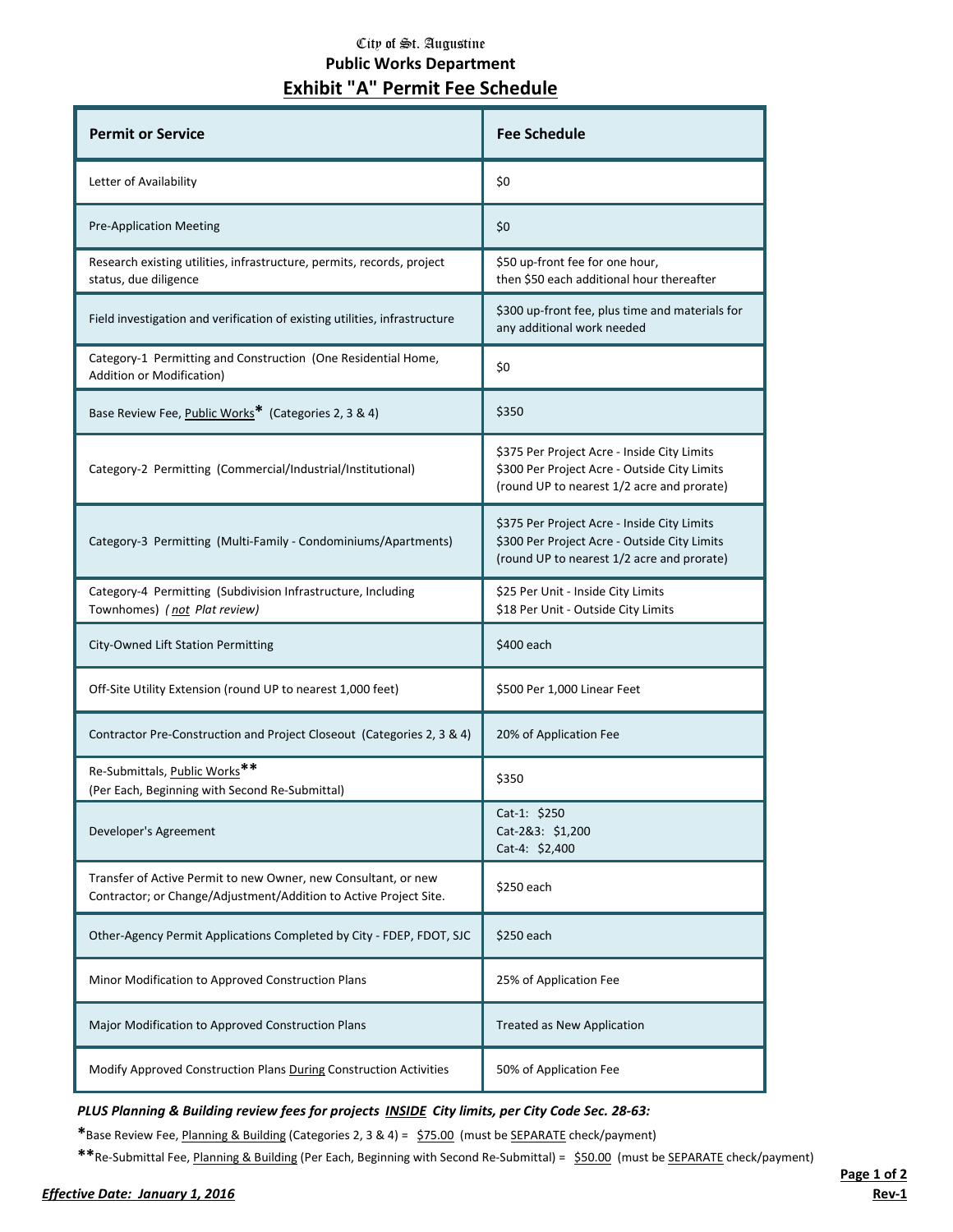City of St. Augustine

**Public Works Department**

# Exhibit "A" Permit Fee Schedule

| Permit or Service | Fee Schedule |
| --- | --- |
| Letter of Availability | $0 |
| Pre-Application Meeting | $0 |
| Research existing utilities, infrastructure, permits, records, project status, due diligence | $50 up-front fee for one hour, then $50 each additional hour thereafter |
| Field investigation and verification of existing utilities, infrastructure | $300 up-front fee, plus time and materials for any additional work needed |
| Category-1 Permitting and Construction (One Residential Home, Addition or Modification) | $0 |
| Base Review Fee, <u>Public Works</u>* (Categories 2, 3 & 4) | $350 |
| Category-2 Permitting (Commercial/Industrial/Institutional) | $375 Per Project Acre - Inside City Limits<br>$300 Per Project Acre - Outside City Limits<br>(round UP to nearest 1/2 acre and prorate) |
| Category-3 Permitting (Multi-Family - Condominiums/Apartments) | $375 Per Project Acre - Inside City Limits<br>$300 Per Project Acre - Outside City Limits<br>(round UP to nearest 1/2 acre and prorate) |
| Category-4 Permitting (Subdivision Infrastructure, Including Townhomes) *( <u>not</u> Plat review)* | $25 Per Unit - Inside City Limits<br>$18 Per Unit - Outside City Limits |
| City-Owned Lift Station Permitting | $400 each |
| Off-Site Utility Extension (round UP to nearest 1,000 feet) | $500 Per 1,000 Linear Feet |
| Contractor Pre-Construction and Project Closeout (Categories 2, 3 & 4) | 20% of Application Fee |
| Re-Submittals, <u>Public Works</u>**<br>(Per Each, Beginning with Second Re-Submittal) | $350 |
| Developer's Agreement | Cat-1: $250<br>Cat-2&3: $1,200<br>Cat-4: $2,400 |
| Transfer of Active Permit to new Owner, new Consultant, or new Contractor; or Change/Adjustment/Addition to Active Project Site. | $250 each |
| Other-Agency Permit Applications Completed by City - FDEP, FDOT, SJC | $250 each |
| Minor Modification to Approved Construction Plans | 25% of Application Fee |
| Major Modification to Approved Construction Plans | Treated as New Application |
| Modify Approved Construction Plans <u>During</u> Construction Activities | 50% of Application Fee |

***PLUS Planning & Building review fees for projects <u>INSIDE</u> City limits, per City Code Sec. 28-63:***

**\***Base Review Fee, <u>Planning & Building</u> (Categories 2, 3 & 4) = <u>$75.00</u> (must be <u>SEPARATE</u> check/payment)

**\*\***Re-Submittal Fee, <u>Planning & Building</u> (Per Each, Beginning with Second Re-Submittal) = <u>$50.00</u> (must be <u>SEPARATE</u> check/payment)

***Effective Date: January 1, 2016***

**Rev-1**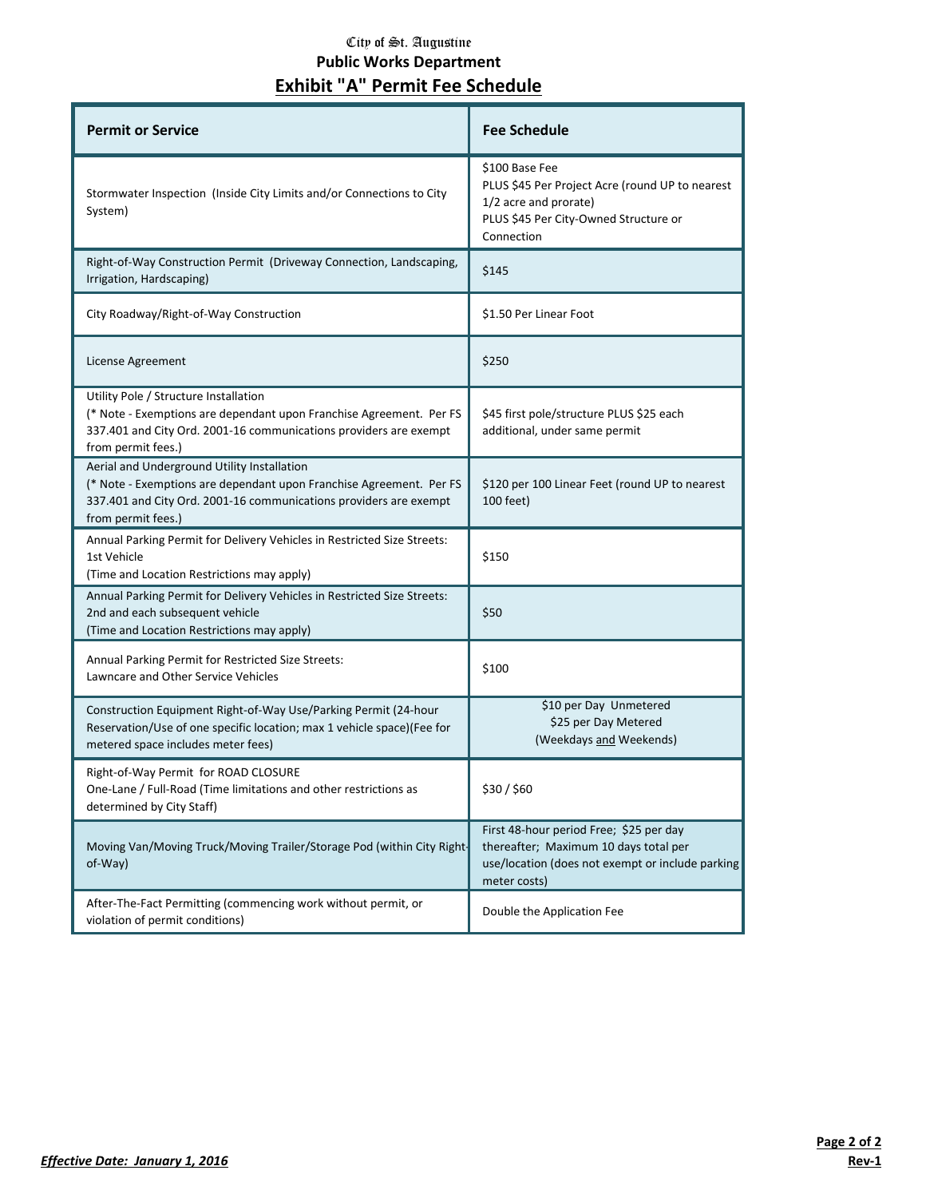City of St. Augustine

**Public Works Department**

# Exhibit "A" Permit Fee Schedule

| Permit or Service | Fee Schedule |
|---|---|
| Stormwater Inspection (Inside City Limits and/or Connections to City System) | $100 Base Fee<br>PLUS $45 Per Project Acre (round UP to nearest 1/2 acre and prorate)<br>PLUS $45 Per City-Owned Structure or Connection |
| Right-of-Way Construction Permit (Driveway Connection, Landscaping, Irrigation, Hardscaping) | $145 |
| City Roadway/Right-of-Way Construction | $1.50 Per Linear Foot |
| License Agreement | $250 |
| Utility Pole / Structure Installation<br>(* Note - Exemptions are dependant upon Franchise Agreement. Per FS 337.401 and City Ord. 2001-16 communications providers are exempt from permit fees.) | $45 first pole/structure PLUS $25 each additional, under same permit |
| Aerial and Underground Utility Installation<br>(* Note - Exemptions are dependant upon Franchise Agreement. Per FS 337.401 and City Ord. 2001-16 communications providers are exempt from permit fees.) | $120 per 100 Linear Feet (round UP to nearest 100 feet) |
| Annual Parking Permit for Delivery Vehicles in Restricted Size Streets: 1st Vehicle<br>(Time and Location Restrictions may apply) | $150 |
| Annual Parking Permit for Delivery Vehicles in Restricted Size Streets: 2nd and each subsequent vehicle<br>(Time and Location Restrictions may apply) | $50 |
| Annual Parking Permit for Restricted Size Streets: Lawncare and Other Service Vehicles | $100 |
| Construction Equipment Right-of-Way Use/Parking Permit (24-hour Reservation/Use of one specific location; max 1 vehicle space)(Fee for metered space includes meter fees) | $10 per Day Unmetered<br>$25 per Day Metered<br>(Weekdays <u>and</u> Weekends) |
| Right-of-Way Permit for ROAD CLOSURE<br>One-Lane / Full-Road (Time limitations and other restrictions as determined by City Staff) | $30 / $60 |
| Moving Van/Moving Truck/Moving Trailer/Storage Pod (within City Right-of-Way) | First 48-hour period Free; $25 per day thereafter; Maximum 10 days total per use/location (does not exempt or include parking meter costs) |
| After-The-Fact Permitting (commencing work without permit, or violation of permit conditions) | Double the Application Fee |

***Effective Date: January 1, 2016***

**Rev-1**